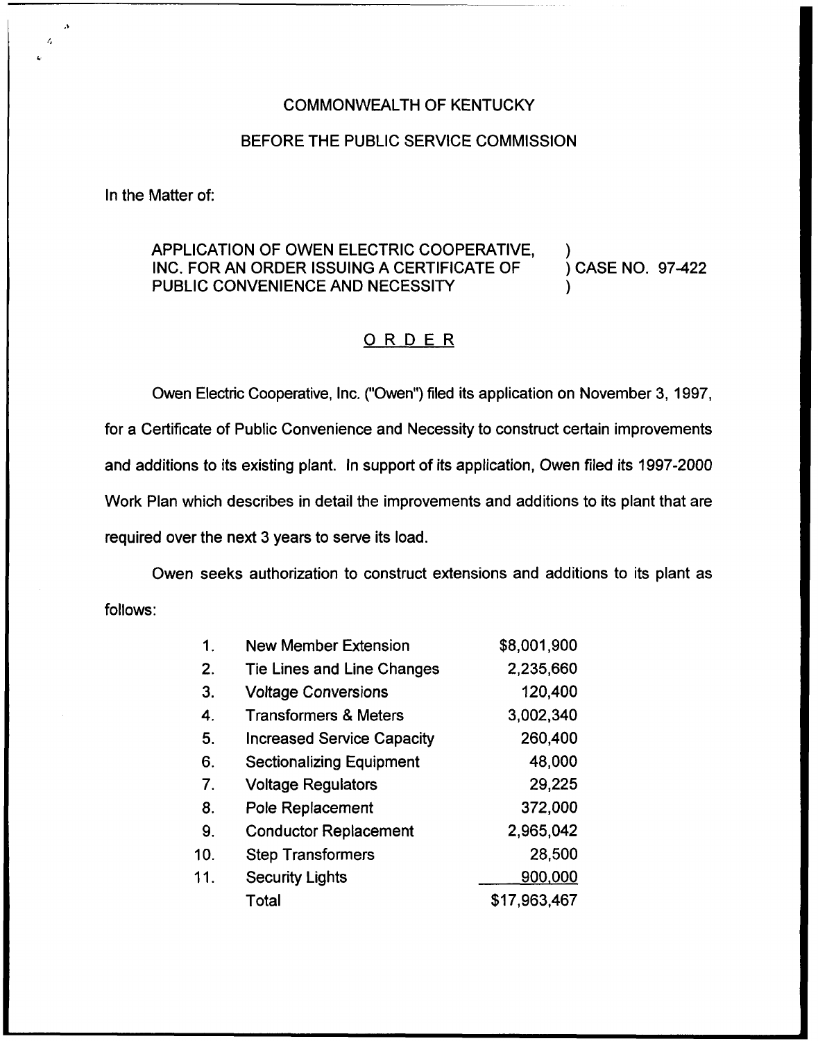COMMONWEALTH OF KENTUCKY

BEFORE THE PUBLIC SERVICE COMMISSION

In the Matter of:

APPLICATION OF OWEN ELECTRIC COOPERATIVE, INC. FOR AN ORDER ISSUING A CERTIFICATE OF PUBLIC CONVENIENCE AND NECESSITY ) CASE NO. 97-422

## ORDER

Owen Electric Cooperative, Inc. ("Owen") filed its application on November 3, 1997, for a Certificate of Public Convenience and Necessity to construct certain improvements and additions to its existing plant. In support of its application, Owen filed its 1997-2000 Work Plan which describes in detail the improvements and additions to its plant that are required over the next 3 years to serve its load.

Owen seeks authorization to construct extensions and additions to its plant as follows:

| | | |
|---|---|---|
| 1. | New Member Extension | $8,001,900 |
| 2. | Tie Lines and Line Changes | 2,235,660 |
| 3. | Voltage Conversions | 120,400 |
| 4. | Transformers & Meters | 3,002,340 |
| 5. | Increased Service Capacity | 260,400 |
| 6. | Sectionalizing Equipment | 48,000 |
| 7. | Voltage Regulators | 29,225 |
| 8. | Pole Replacement | 372,000 |
| 9. | Conductor Replacement | 2,965,042 |
| 10. | Step Transformers | 28,500 |
| 11. | Security Lights | 900,000 |
| | Total | $17,963,467 |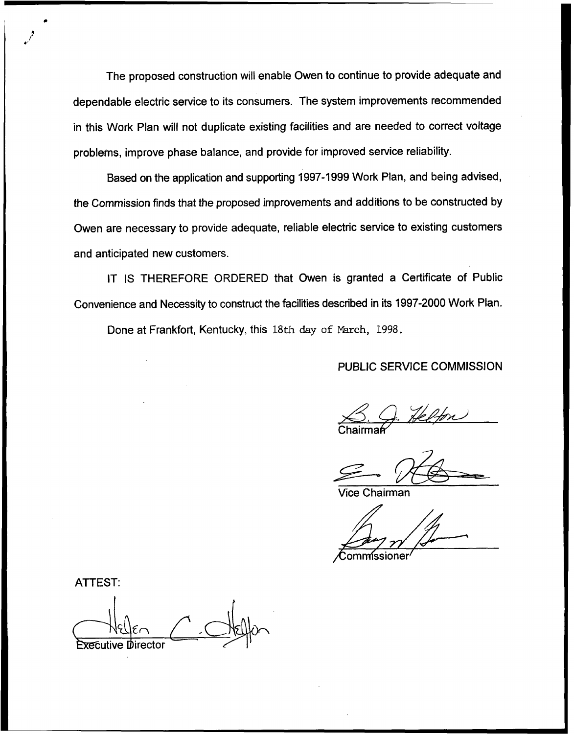The proposed construction will enable Owen to continue to provide adequate and dependable electric service to its consumers. The system improvements recommended in this Work Plan will not duplicate existing facilities and are needed to correct voltage problems, improve phase balance, and provide for improved service reliability.

Based on the application and supporting 1997-1999 Work Plan, and being advised, the Commission finds that the proposed improvements and additions to be constructed by Owen are necessary to provide adequate, reliable electric service to existing customers and anticipated new customers.

IT IS THEREFORE ORDERED that Owen is granted a Certificate of Public Convenience and Necessity to construct the facilities described in its 1997-2000 Work Plan.

Done at Frankfort, Kentucky, this 18th day of March, 1998.

PUBLIC SERVICE COMMISSION

Chairman

Vice Chairman

Commissioner

ATTEST:

Executive Director